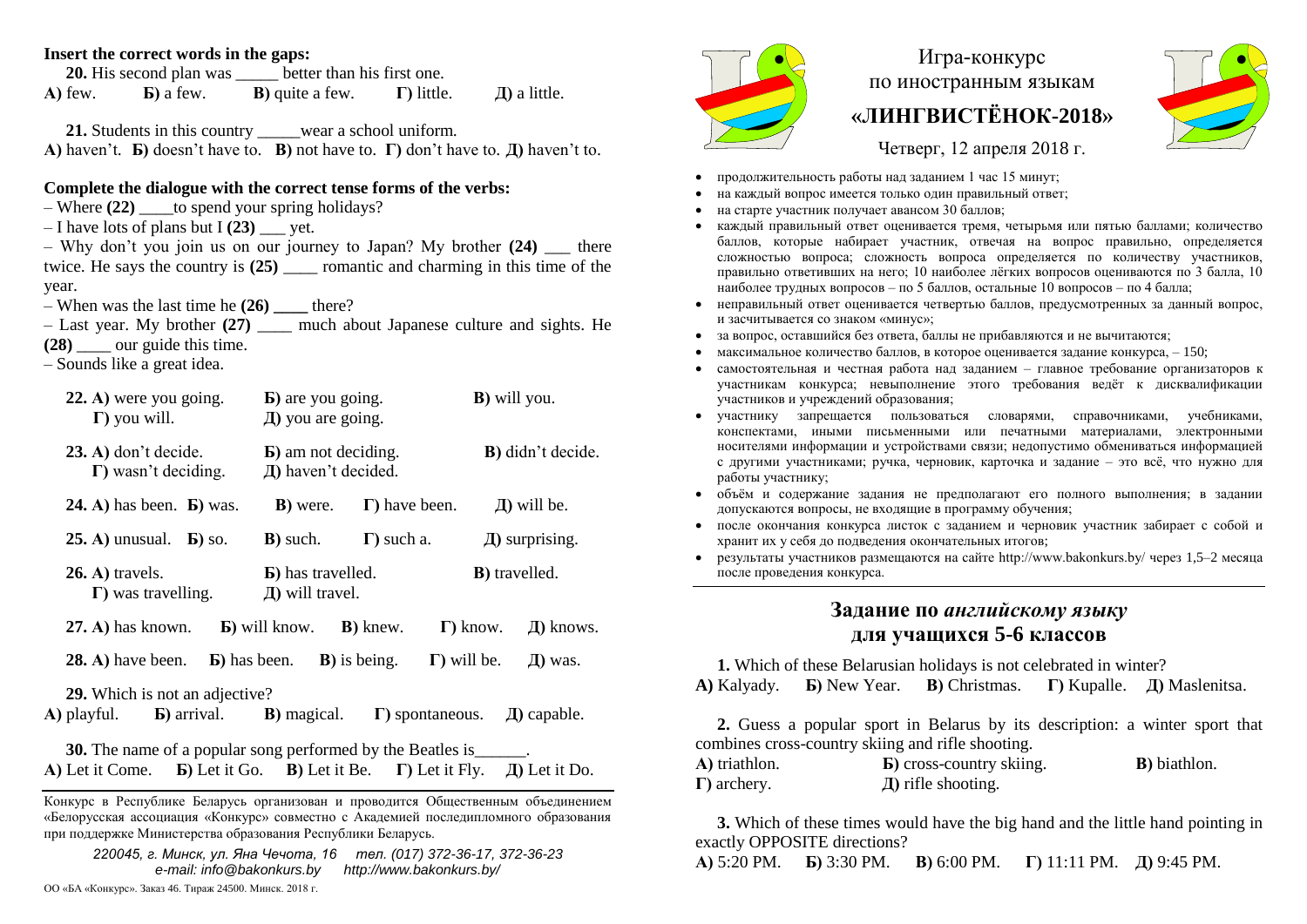**Insert the correct words in the gaps:**

**20.** His second plan was _____ better than his first one.

**А)** few. **Б)** a few. **В)** quite a few. **Г)** little. **Д)** a little.

**21.** Students in this country _____wear a school uniform.

**А)** haven't. **Б)** doesn't have to. **В)** not have to. **Г)** don't have to. **Д)** haven't to.

**Complete the dialogue with the correct tense forms of the verbs:**

– Where **(22)** ____to spend your spring holidays?

– I have lots of plans but I **(23)** ___ yet.

– Why don't you join us on our journey to Japan? My brother **(24)** ___ there twice. He says the country is **(25)** ____ romantic and charming in this time of the year.

– When was the last time he **(26)** ____ there?

– Last year. My brother **(27)** ____ much about Japanese culture and sights. He **(28)** ____ our guide this time.

– Sounds like a great idea.

**22. А)** were you going. **Б)** are you going. **В)** will you. **Г)** you will. **Д)** you are going.

**23. А)** don't decide. **Б)** am not deciding. **В)** didn't decide. **Г)** wasn't deciding. **Д)** haven't decided.

**24. А)** has been. **Б)** was. **В)** were. **Г)** have been. **Д)** will be.

**25. А)** unusual. **Б)** so. **В)** such. **Г)** such a. **Д)** surprising.

**26. А)** travels. **Б)** has travelled. **В)** travelled. **Г)** was travelling. **Д)** will travel.

**27. А)** has known. **Б)** will know. **В)** knew. **Г)** know. **Д)** knows.

**28. А)** have been. **Б)** has been. **В)** is being. **Г)** will be. **Д)** was.

**29.** Which is not an adjective?

**А)** playful. **Б)** arrival. **В)** magical. **Г)** spontaneous. **Д)** capable.

**30.** The name of a popular song performed by the Beatles is______.

**А)** Let it Come. **Б)** Let it Go. **В)** Let it Be. **Г)** Let it Fly. **Д)** Let it Do.

Конкурс в Республике Беларусь организован и проводится Общественным объединением «Белорусская ассоциация «Конкурс» совместно с Академией последипломного образования при поддержке Министерства образования Республики Беларусь.

*220045, г. Минск, ул. Яна Чечота, 16 тел. (017) 372-36-17, 372-36-23*
*e-mail: info@bakonkurs.by http://www.bakonkurs.by/*

ОО «БА «Конкурс». Заказ 46. Тираж 24500. Минск. 2018 г.

# Игра-конкурс по иностранным языкам **«ЛИНГВИСТЁНОК-2018»**

Четверг, 12 апреля 2018 г.

- продолжительность работы над заданием 1 час 15 минут;
- на каждый вопрос имеется только один правильный ответ;
- на старте участник получает авансом 30 баллов;
- каждый правильный ответ оценивается тремя, четырьмя или пятью баллами; количество баллов, которые набирает участник, отвечая на вопрос правильно, определяется сложностью вопроса; сложность вопроса определяется по количеству участников, правильно ответивших на него; 10 наиболее лёгких вопросов оцениваются по 3 балла, 10 наиболее трудных вопросов – по 5 баллов, остальные 10 вопросов – по 4 балла;
- неправильный ответ оценивается четвертью баллов, предусмотренных за данный вопрос, и засчитывается со знаком «минус»;
- за вопрос, оставшийся без ответа, баллы не прибавляются и не вычитаются;
- максимальное количество баллов, в которое оценивается задание конкурса, – 150;
- самостоятельная и честная работа над заданием – главное требование организаторов к участникам конкурса; невыполнение этого требования ведёт к дисквалификации участников и учреждений образования;
- участнику запрещается пользоваться словарями, справочниками, учебниками, конспектами, иными письменными или печатными материалами, электронными носителями информации и устройствами связи; недопустимо обмениваться информацией с другими участниками; ручка, черновик, карточка и задание – это всё, что нужно для работы участнику;
- объём и содержание задания не предполагают его полного выполнения; в задании допускаются вопросы, не входящие в программу обучения;
- после окончания конкурса листок с заданием и черновик участник забирает с собой и хранит их у себя до подведения окончательных итогов;
- результаты участников размещаются на сайте http://www.bakonkurs.by/ через 1,5–2 месяца после проведения конкурса.

## Задание по *английскому языку* для учащихся 5-6 классов

**1.** Which of these Belarusian holidays is not celebrated in winter?

**А)** Kalyady. **Б)** New Year. **В)** Christmas. **Г)** Kupalle. **Д)** Maslenitsa.

**2.** Guess a popular sport in Belarus by its description: a winter sport that combines cross-country skiing and rifle shooting.

**А)** triathlon. **Б)** cross-country skiing. **В)** biathlon. **Г)** archery. **Д)** rifle shooting.

**3.** Which of these times would have the big hand and the little hand pointing in exactly OPPOSITE directions?

**А)** 5:20 PM. **Б)** 3:30 PM. **В)** 6:00 PM. **Г)** 11:11 PM. **Д)** 9:45 PM.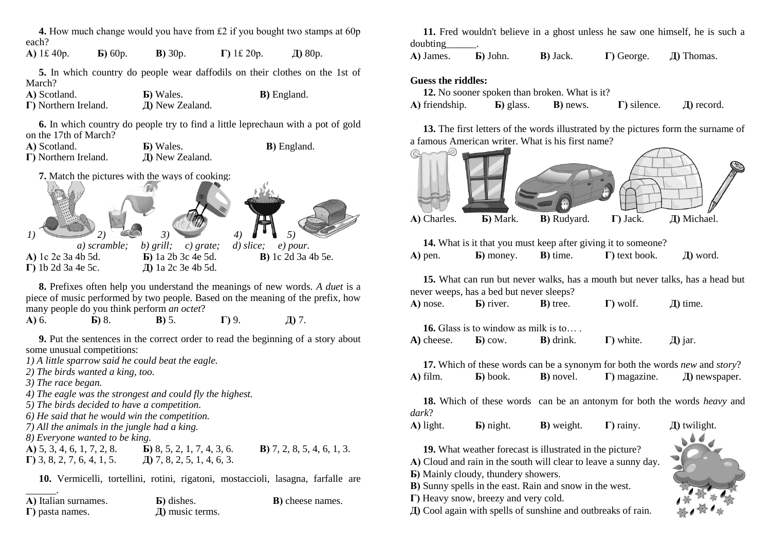**4.** How much change would you have from £2 if you bought two stamps at 60p each?

**А)** 1£ 40p. **Б)** 60p. **В)** 30p. **Г)** 1£ 20p. **Д)** 80p.

**5.** In which country do people wear daffodils on their clothes on the 1st of March?

**А)** Scotland. **Б)** Wales. **В)** England.
**Г)** Northern Ireland. **Д)** New Zealand.

**6.** In which country do people try to find a little leprechaun with a pot of gold on the 17th of March?

**А)** Scotland. **Б)** Wales. **В)** England.
**Г)** Northern Ireland. **Д)** New Zealand.

**7.** Match the pictures with the ways of cooking:

*1) 2) 3) 4) 5)*

*a) scramble; b) grill; c) grate; d) slice; e) pour.*

**А)** 1c 2e 3a 4b 5d. **Б)** 1a 2b 3c 4e 5d. **В)** 1c 2d 3a 4b 5e.
**Г)** 1b 2d 3a 4e 5c. **Д)** 1a 2c 3e 4b 5d.

**8.** Prefixes often help you understand the meanings of new words. *A duet* is a piece of music performed by two people. Based on the meaning of the prefix, how many people do you think perform *an octet*?

**А)** 6. **Б)** 8. **В)** 5. **Г)** 9. **Д)** 7.

**9.** Put the sentences in the correct order to read the beginning of a story about some unusual competitions:

*1) A little sparrow said he could beat the eagle.*
*2) The birds wanted a king, too.*
*3) The race began.*
*4) The eagle was the strongest and could fly the highest.*
*5) The birds decided to have a competition.*
*6) He said that he would win the competition.*
*7) All the animals in the jungle had a king.*
*8) Everyone wanted to be king.*

**А)** 5, 3, 4, 6, 1, 7, 2, 8. **Б)** 8, 5, 2, 1, 7, 4, 3, 6. **В)** 7, 2, 8, 5, 4, 6, 1, 3.
**Г)** 3, 8, 2, 7, 6, 4, 1, 5. **Д)** 7, 8, 2, 5, 1, 4, 6, 3.

**10.** Vermicelli, tortellini, rotini, rigatoni, mostaccioli, lasagna, farfalle are ______.

**А)** Italian surnames. **Б)** dishes. **В)** cheese names.
**Г)** pasta names. **Д)** music terms.

**11.** Fred wouldn't believe in a ghost unless he saw one himself, he is such a doubting______.

**А)** James. **Б)** John. **В)** Jack. **Г)** George. **Д)** Thomas.

**Guess the riddles:**

**12.** No sooner spoken than broken. What is it?

**А)** friendship. **Б)** glass. **В)** news. **Г)** silence. **Д)** record.

**13.** The first letters of the words illustrated by the pictures form the surname of a famous American writer. What is his first name?

**А)** Charles. **Б)** Mark. **В)** Rudyard. **Г)** Jack. **Д)** Michael.

**14.** What is it that you must keep after giving it to someone?

**А)** pen. **Б)** money. **В)** time. **Г)** text book. **Д)** word.

**15.** What can run but never walks, has a mouth but never talks, has a head but never weeps, has a bed but never sleeps?

**А)** nose. **Б)** river. **В)** tree. **Г)** wolf. **Д)** time.

**16.** Glass is to window as milk is to… .

**А)** cheese. **Б)** cow. **В)** drink. **Г)** white. **Д)** jar.

**17.** Which of these words can be a synonym for both the words *new* and *story*?

**А)** film. **Б)** book. **В)** novel. **Г)** magazine. **Д)** newspaper.

**18.** Which of these words can be an antonym for both the words *heavy* and *dark*?

**А)** light. **Б)** night. **В)** weight. **Г)** rainy. **Д)** twilight.

**19.** What weather forecast is illustrated in the picture?

**А)** Cloud and rain in the south will clear to leave a sunny day.
**Б)** Mainly cloudy, thundery showers.
**В)** Sunny spells in the east. Rain and snow in the west.
**Г)** Heavy snow, breezy and very cold.
**Д)** Cool again with spells of sunshine and outbreaks of rain.